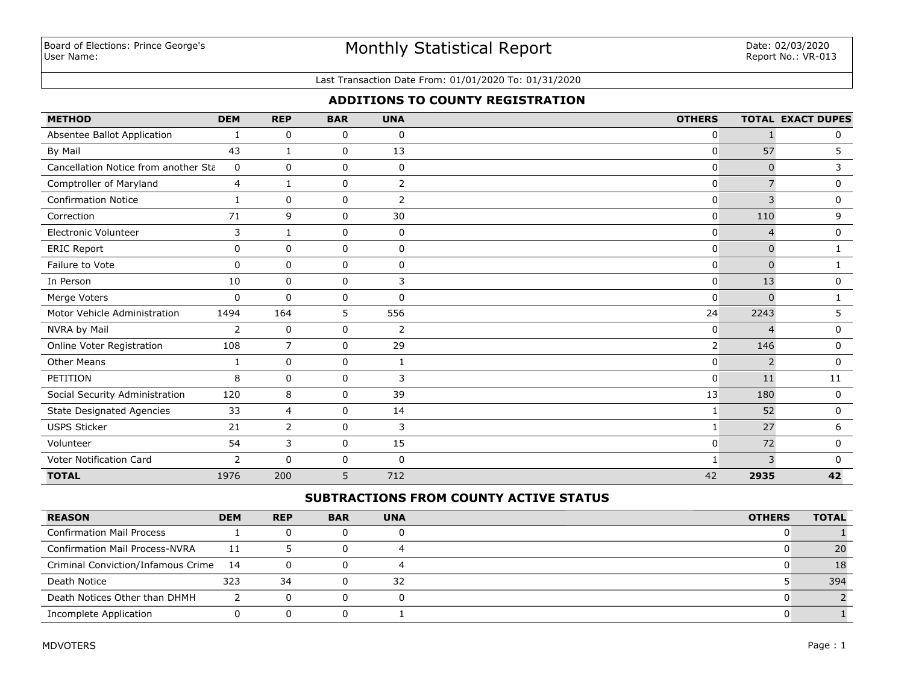Board of Elections: Prince George's
User Name:

# Monthly Statistical Report

Date: 02/03/2020
Report No.: VR-013

Last Transaction Date From: 01/01/2020 To: 01/31/2020

## ADDITIONS TO COUNTY REGISTRATION

| METHOD | DEM | REP | BAR | UNA | OTHERS | TOTAL | EXACT DUPES |
|---|---|---|---|---|---|---|---|
| Absentee Ballot Application | 1 | 0 | 0 | 0 | 0 | 1 | 0 |
| By Mail | 43 | 1 | 0 | 13 | 0 | 57 | 5 |
| Cancellation Notice from another Sta | 0 | 0 | 0 | 0 | 0 | 0 | 3 |
| Comptroller of Maryland | 4 | 1 | 0 | 2 | 0 | 7 | 0 |
| Confirmation Notice | 1 | 0 | 0 | 2 | 0 | 3 | 0 |
| Correction | 71 | 9 | 0 | 30 | 0 | 110 | 9 |
| Electronic Volunteer | 3 | 1 | 0 | 0 | 0 | 4 | 0 |
| ERIC Report | 0 | 0 | 0 | 0 | 0 | 0 | 1 |
| Failure to Vote | 0 | 0 | 0 | 0 | 0 | 0 | 1 |
| In Person | 10 | 0 | 0 | 3 | 0 | 13 | 0 |
| Merge Voters | 0 | 0 | 0 | 0 | 0 | 0 | 1 |
| Motor Vehicle Administration | 1494 | 164 | 5 | 556 | 24 | 2243 | 5 |
| NVRA by Mail | 2 | 0 | 0 | 2 | 0 | 4 | 0 |
| Online Voter Registration | 108 | 7 | 0 | 29 | 2 | 146 | 0 |
| Other Means | 1 | 0 | 0 | 1 | 0 | 2 | 0 |
| PETITION | 8 | 0 | 0 | 3 | 0 | 11 | 11 |
| Social Security Administration | 120 | 8 | 0 | 39 | 13 | 180 | 0 |
| State Designated Agencies | 33 | 4 | 0 | 14 | 1 | 52 | 0 |
| USPS Sticker | 21 | 2 | 0 | 3 | 1 | 27 | 6 |
| Volunteer | 54 | 3 | 0 | 15 | 0 | 72 | 0 |
| Voter Notification Card | 2 | 0 | 0 | 0 | 1 | 3 | 0 |
| **TOTAL** | 1976 | 200 | 5 | 712 | 42 | **2935** | **42** |

## SUBTRACTIONS FROM COUNTY ACTIVE STATUS

| REASON | DEM | REP | BAR | UNA | OTHERS | TOTAL |
|---|---|---|---|---|---|---|
| Confirmation Mail Process | 1 | 0 | 0 | 0 | 0 | 1 |
| Confirmation Mail Process-NVRA | 11 | 5 | 0 | 4 | 0 | 20 |
| Criminal Conviction/Infamous Crime | 14 | 0 | 0 | 4 | 0 | 18 |
| Death Notice | 323 | 34 | 0 | 32 | 5 | 394 |
| Death Notices Other than DHMH | 2 | 0 | 0 | 0 | 0 | 2 |
| Incomplete Application | 0 | 0 | 0 | 1 | 0 | 1 |

MDVOTERS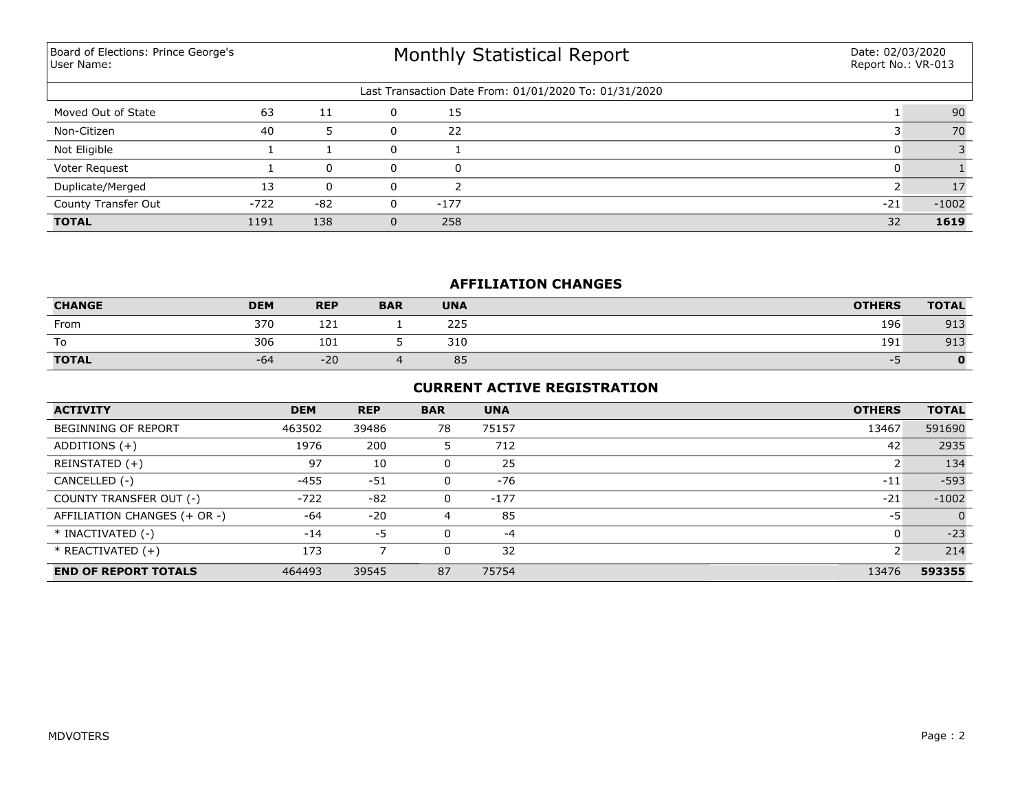Board of Elections: Prince George's
User Name:

# Monthly Statistical Report

Date: 02/03/2020
Report No.: VR-013

Last Transaction Date From: 01/01/2020 To: 01/31/2020

| | | | | | | |
|---|---|---|---|---|---|---|
| Moved Out of State | 63 | 11 | 0 | 15 | 1 | 90 |
| Non-Citizen | 40 | 5 | 0 | 22 | 3 | 70 |
| Not Eligible | 1 | 1 | 0 | 1 | 0 | 3 |
| Voter Request | 1 | 0 | 0 | 0 | 0 | 1 |
| Duplicate/Merged | 13 | 0 | 0 | 2 | 2 | 17 |
| County Transfer Out | -722 | -82 | 0 | -177 | -21 | -1002 |
| **TOTAL** | 1191 | 138 | 0 | 258 | 32 | **1619** |

## AFFILIATION CHANGES

| CHANGE | DEM | REP | BAR | UNA | OTHERS | TOTAL |
|---|---|---|---|---|---|---|
| From | 370 | 121 | 1 | 225 | 196 | 913 |
| To | 306 | 101 | 5 | 310 | 191 | 913 |
| **TOTAL** | -64 | -20 | 4 | 85 | -5 | **0** |

## CURRENT ACTIVE REGISTRATION

| ACTIVITY | DEM | REP | BAR | UNA | OTHERS | TOTAL |
|---|---|---|---|---|---|---|
| BEGINNING OF REPORT | 463502 | 39486 | 78 | 75157 | 13467 | 591690 |
| ADDITIONS (+) | 1976 | 200 | 5 | 712 | 42 | 2935 |
| REINSTATED (+) | 97 | 10 | 0 | 25 | 2 | 134 |
| CANCELLED (-) | -455 | -51 | 0 | -76 | -11 | -593 |
| COUNTY TRANSFER OUT (-) | -722 | -82 | 0 | -177 | -21 | -1002 |
| AFFILIATION CHANGES (+ OR -) | -64 | -20 | 4 | 85 | -5 | 0 |
| * INACTIVATED (-) | -14 | -5 | 0 | -4 | 0 | -23 |
| * REACTIVATED (+) | 173 | 7 | 0 | 32 | 2 | 214 |
| **END OF REPORT TOTALS** | 464493 | 39545 | 87 | 75754 | 13476 | **593355** |

MDVOTERS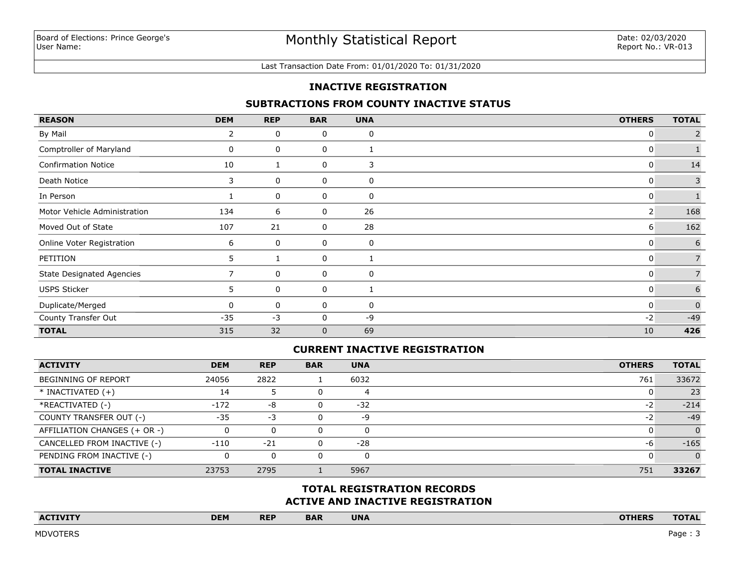Board of Elections: Prince George's
User Name:

# Monthly Statistical Report

Date: 02/03/2020
Report No.: VR-013

Last Transaction Date From: 01/01/2020 To: 01/31/2020

## INACTIVE REGISTRATION

### SUBTRACTIONS FROM COUNTY INACTIVE STATUS

| REASON | DEM | REP | BAR | UNA | OTHERS | TOTAL |
|---|---|---|---|---|---|---|
| By Mail | 2 | 0 | 0 | 0 | 0 | 2 |
| Comptroller of Maryland | 0 | 0 | 0 | 1 | 0 | 1 |
| Confirmation Notice | 10 | 1 | 0 | 3 | 0 | 14 |
| Death Notice | 3 | 0 | 0 | 0 | 0 | 3 |
| In Person | 1 | 0 | 0 | 0 | 0 | 1 |
| Motor Vehicle Administration | 134 | 6 | 0 | 26 | 2 | 168 |
| Moved Out of State | 107 | 21 | 0 | 28 | 6 | 162 |
| Online Voter Registration | 6 | 0 | 0 | 0 | 0 | 6 |
| PETITION | 5 | 1 | 0 | 1 | 0 | 7 |
| State Designated Agencies | 7 | 0 | 0 | 0 | 0 | 7 |
| USPS Sticker | 5 | 0 | 0 | 1 | 0 | 6 |
| Duplicate/Merged | 0 | 0 | 0 | 0 | 0 | 0 |
| County Transfer Out | -35 | -3 | 0 | -9 | -2 | -49 |
| **TOTAL** | 315 | 32 | 0 | 69 | 10 | **426** |

### CURRENT INACTIVE REGISTRATION

| ACTIVITY | DEM | REP | BAR | UNA | OTHERS | TOTAL |
|---|---|---|---|---|---|---|
| BEGINNING OF REPORT | 24056 | 2822 | 1 | 6032 | 761 | 33672 |
| * INACTIVATED (+) | 14 | 5 | 0 | 4 | 0 | 23 |
| *REACTIVATED (-) | -172 | -8 | 0 | -32 | -2 | -214 |
| COUNTY TRANSFER OUT (-) | -35 | -3 | 0 | -9 | -2 | -49 |
| AFFILIATION CHANGES (+ OR -) | 0 | 0 | 0 | 0 | 0 | 0 |
| CANCELLED FROM INACTIVE (-) | -110 | -21 | 0 | -28 | -6 | -165 |
| PENDING FROM INACTIVE (-) | 0 | 0 | 0 | 0 | 0 | 0 |
| **TOTAL INACTIVE** | 23753 | 2795 | 1 | 5967 | 751 | **33267** |

### TOTAL REGISTRATION RECORDS
### ACTIVE AND INACTIVE REGISTRATION

| ACTIVITY | DEM | REP | BAR | UNA | OTHERS | TOTAL |
|---|---|---|---|---|---|---|

MDVOTERS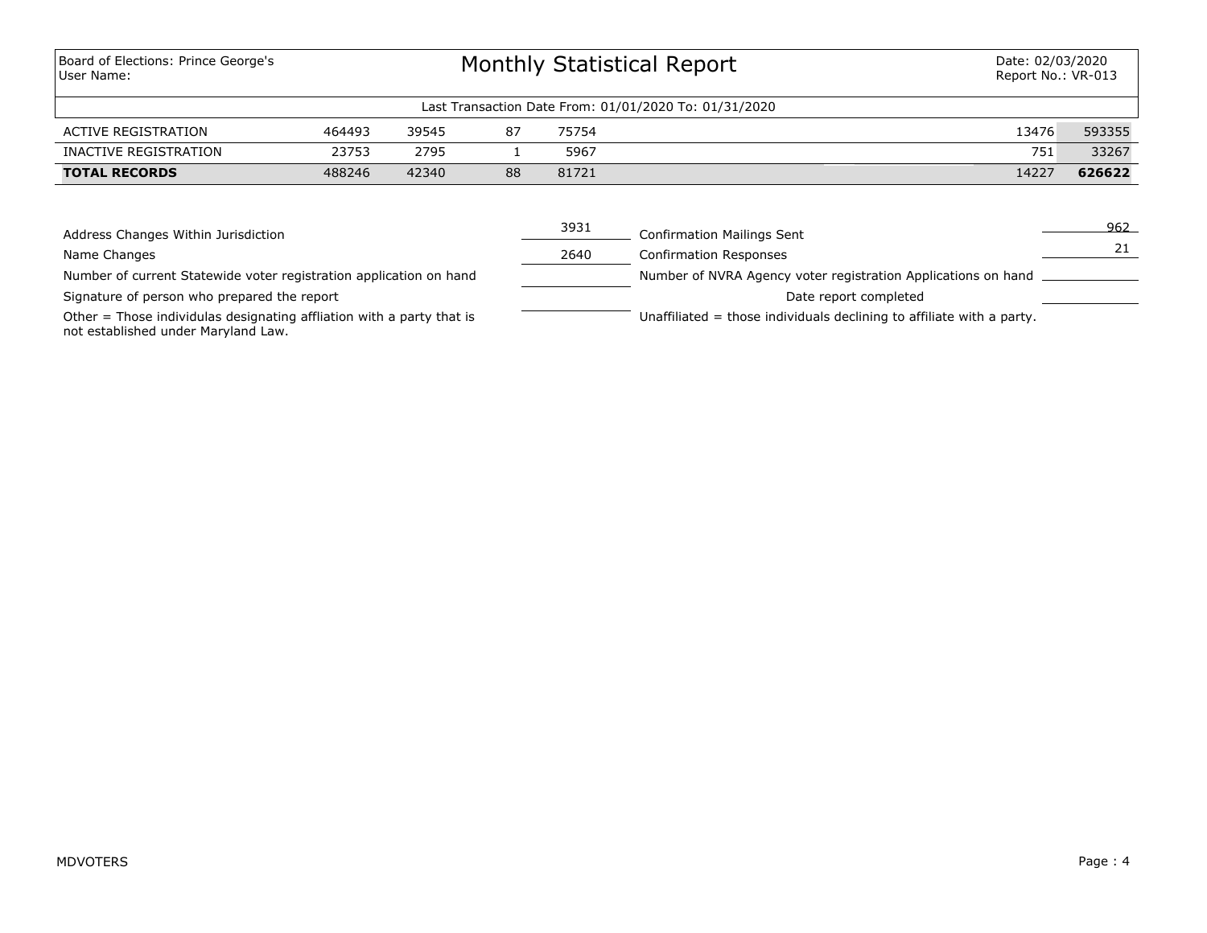Board of Elections: Prince George's
User Name:

# Monthly Statistical Report

Date: 02/03/2020
Report No.: VR-013

Last Transaction Date From: 01/01/2020 To: 01/31/2020

| | | | | | | |
|---|---|---|---|---|---|---|
| ACTIVE REGISTRATION | 464493 | 39545 | 87 | 75754 | 13476 | 593355 |
| INACTIVE REGISTRATION | 23753 | 2795 | 1 | 5967 | 751 | 33267 |
| **TOTAL RECORDS** | 488246 | 42340 | 88 | 81721 | 14227 | **626622** |

| | | | |
|---|---|---|---|
| Address Changes Within Jurisdiction | 3931 | Confirmation Mailings Sent | 962 |
| Name Changes | 2640 | Confirmation Responses | 21 |
| Number of current Statewide voter registration application on hand | | Number of NVRA Agency voter registration Applications on hand | |
| Signature of person who prepared the report | | Date report completed | |

Other = Those individulas designating affliation with a party that is not established under Maryland Law.

Unaffiliated = those individuals declining to affiliate with a party.

MDVOTERS